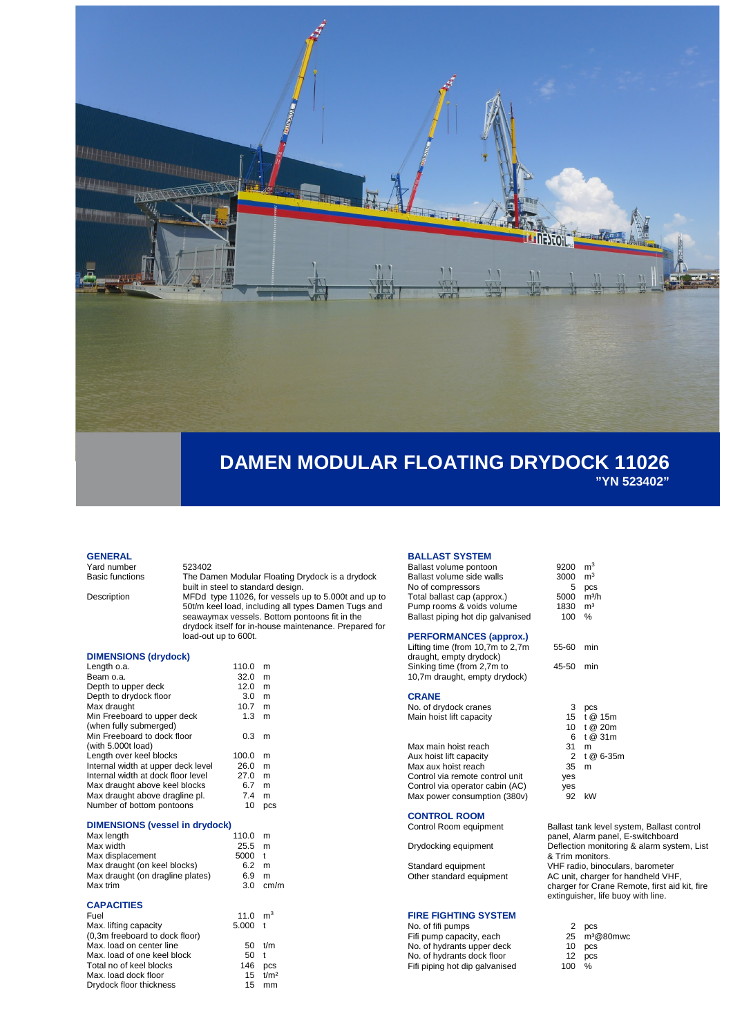# DAMEN MODULAR FLOATING DRYDOCK 11026

**"YN 523402"**

## GENERAL

| | |
|---|---|
| Yard number | 523402 |
| Basic functions | The Damen Modular Floating Drydock is a drydock built in steel to standard design. |
| Description | MFDd type 11026, for vessels up to 5.000t and up to 50t/m keel load, including all types Damen Tugs and seawaymax vessels. Bottom pontoons fit in the drydock itself for in-house maintenance. Prepared for load-out up to 600t. |

## DIMENSIONS (drydock)

| | | |
|---|---|---|
| Length o.a. | 110.0 | m |
| Beam o.a. | 32.0 | m |
| Depth to upper deck | 12.0 | m |
| Depth to drydock floor | 3.0 | m |
| Max draught | 10.7 | m |
| Min Freeboard to upper deck (when fully submerged) | 1.3 | m |
| Min Freeboard to dock floor (with 5.000t load) | 0.3 | m |
| Length over keel blocks | 100.0 | m |
| Internal width at upper deck level | 26.0 | m |
| Internal width at dock floor level | 27.0 | m |
| Max draught above keel blocks | 6.7 | m |
| Max draught above dragline pl. | 7.4 | m |
| Number of bottom pontoons | 10 | pcs |

## DIMENSIONS (vessel in drydock)

| | | |
|---|---|---|
| Max length | 110.0 | m |
| Max width | 25.5 | m |
| Max displacement | 5000 | t |
| Max draught (on keel blocks) | 6.2 | m |
| Max draught (on dragline plates) | 6.9 | m |
| Max trim | 3.0 | cm/m |

## CAPACITIES

| | | |
|---|---|---|
| Fuel | 11.0 | $m^3$ |
| Max. lifting capacity (0,3m freeboard to dock floor) | 5.000 | t |
| Max. load on center line | 50 | t/m |
| Max. load of one keel block | 50 | t |
| Total no of keel blocks | 146 | pcs |
| Max. load dock floor | 15 | $t/m^2$ |
| Drydock floor thickness | 15 | mm |

## BALLAST SYSTEM

| | | |
|---|---|---|
| Ballast volume pontoon | 9200 | $m^3$ |
| Ballast volume side walls | 3000 | $m^3$ |
| No of compressors | 5 | pcs |
| Total ballast cap (approx.) | 5000 | $m^3/h$ |
| Pump rooms & voids volume | 1830 | $m^3$ |
| Ballast piping hot dip galvanised | 100 | % |

## PERFORMANCES (approx.)

| | | |
|---|---|---|
| Lifting time (from 10,7m to 2,7m draught, empty drydock) | 55-60 | min |
| Sinking time (from 2,7m to 10,7m draught, empty drydock) | 45-50 | min |

## CRANE

| | | |
|---|---|---|
| No. of drydock cranes | 3 | pcs |
| Main hoist lift capacity | 15 | t @ 15m |
| | 10 | t @ 20m |
| | 6 | t @ 31m |
| Max main hoist reach | 31 | m |
| Aux hoist lift capacity | 2 | t @ 6-35m |
| Max aux hoist reach | 35 | m |
| Control via remote control unit | yes | |
| Control via operator cabin (AC) | yes | |
| Max power consumption (380v) | 92 | kW |

## CONTROL ROOM

| | |
|---|---|
| Control Room equipment | Ballast tank level system, Ballast control panel, Alarm panel, E-switchboard |
| Drydocking equipment | Deflection monitoring & alarm system, List & Trim monitors. |
| Standard equipment | VHF radio, binoculars, barometer |
| Other standard equipment | AC unit, charger for handheld VHF, charger for Crane Remote, first aid kit, fire extinguisher, life buoy with line. |

## FIRE FIGHTING SYSTEM

| | | |
|---|---|---|
| No. of fifi pumps | 2 | pcs |
| Fifi pump capacity, each | 25 | $m^3$@80mwc |
| No. of hydrants upper deck | 10 | pcs |
| No. of hydrants dock floor | 12 | pcs |
| Fifi piping hot dip galvanised | 100 | % |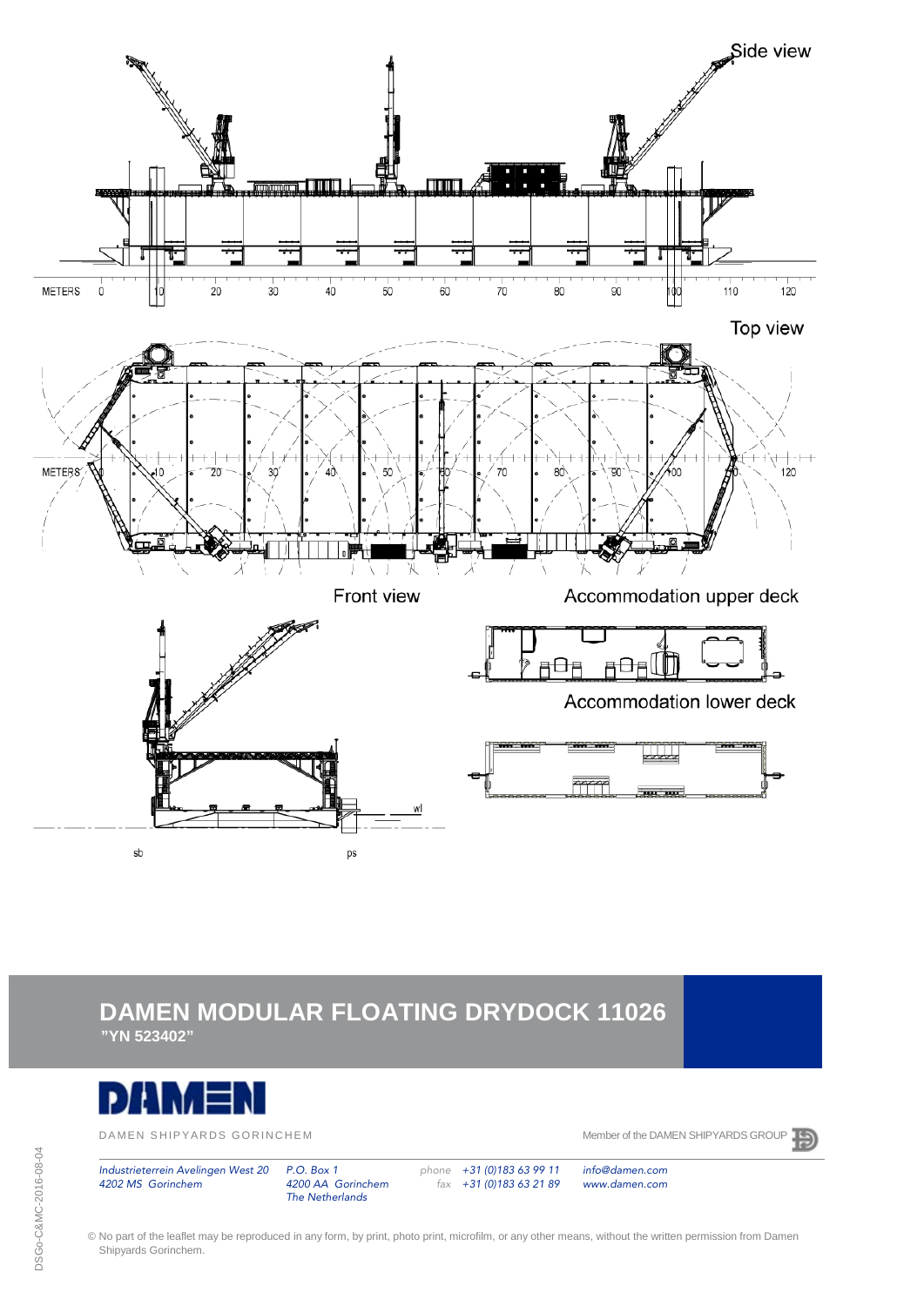Side view

METERS 0 10 20 30 40 50 60 70 80 90 100 110 120

Top view

METERS 10 20 30 40 50 60 70 80 90 100 120

Front view

sb ps wl

Accommodation upper deck

Accommodation lower deck

# DAMEN MODULAR FLOATING DRYDOCK 11026

**”YN 523402”**

DAMEN SHIPYARDS GORINCHEM

Member of the DAMEN SHIPYARDS GROUP

*Industrieterrein Avelingen West 20*
*4202 MS Gorinchem*

*P.O. Box 1*
*4200 AA Gorinchem*
*The Netherlands*

*phone +31 (0)183 63 99 11*
*fax +31 (0)183 63 21 89*

*info@damen.com*
*www.damen.com*

© No part of the leaflet may be reproduced in any form, by print, photo print, microfilm, or any other means, without the written permission from Damen Shipyards Gorinchem.

DSGo-C&MC-2016-08-04